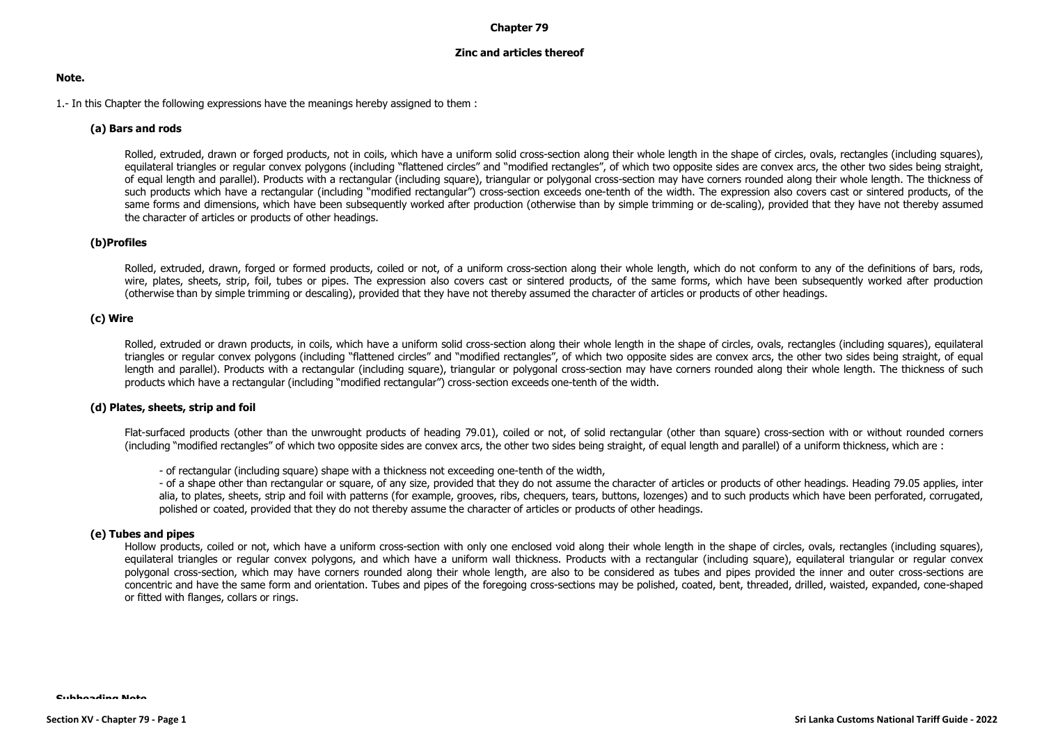# Chapter 79

## Zinc and articles thereof

**Note.**

1.- In this Chapter the following expressions have the meanings hereby assigned to them :

**(a) Bars and rods**

Rolled, extruded, drawn or forged products, not in coils, which have a uniform solid cross-section along their whole length in the shape of circles, ovals, rectangles (including squares), equilateral triangles or regular convex polygons (including "flattened circles" and "modified rectangles", of which two opposite sides are convex arcs, the other two sides being straight, of equal length and parallel). Products with a rectangular (including square), triangular or polygonal cross-section may have corners rounded along their whole length. The thickness of such products which have a rectangular (including "modified rectangular") cross-section exceeds one-tenth of the width. The expression also covers cast or sintered products, of the same forms and dimensions, which have been subsequently worked after production (otherwise than by simple trimming or de-scaling), provided that they have not thereby assumed the character of articles or products of other headings.

**(b)Profiles**

Rolled, extruded, drawn, forged or formed products, coiled or not, of a uniform cross-section along their whole length, which do not conform to any of the definitions of bars, rods, wire, plates, sheets, strip, foil, tubes or pipes. The expression also covers cast or sintered products, of the same forms, which have been subsequently worked after production (otherwise than by simple trimming or descaling), provided that they have not thereby assumed the character of articles or products of other headings.

**(c) Wire**

Rolled, extruded or drawn products, in coils, which have a uniform solid cross-section along their whole length in the shape of circles, ovals, rectangles (including squares), equilateral triangles or regular convex polygons (including "flattened circles" and "modified rectangles", of which two opposite sides are convex arcs, the other two sides being straight, of equal length and parallel). Products with a rectangular (including square), triangular or polygonal cross-section may have corners rounded along their whole length. The thickness of such products which have a rectangular (including "modified rectangular") cross-section exceeds one-tenth of the width.

**(d) Plates, sheets, strip and foil**

Flat-surfaced products (other than the unwrought products of heading 79.01), coiled or not, of solid rectangular (other than square) cross-section with or without rounded corners (including "modified rectangles" of which two opposite sides are convex arcs, the other two sides being straight, of equal length and parallel) of a uniform thickness, which are :

- of rectangular (including square) shape with a thickness not exceeding one-tenth of the width,
- of a shape other than rectangular or square, of any size, provided that they do not assume the character of articles or products of other headings. Heading 79.05 applies, inter alia, to plates, sheets, strip and foil with patterns (for example, grooves, ribs, chequers, tears, buttons, lozenges) and to such products which have been perforated, corrugated, polished or coated, provided that they do not thereby assume the character of articles or products of other headings.

**(e) Tubes and pipes**

Hollow products, coiled or not, which have a uniform cross-section with only one enclosed void along their whole length in the shape of circles, ovals, rectangles (including squares), equilateral triangles or regular convex polygons, and which have a uniform wall thickness. Products with a rectangular (including square), equilateral triangular or regular convex polygonal cross-section, which may have corners rounded along their whole length, are also to be considered as tubes and pipes provided the inner and outer cross-sections are concentric and have the same form and orientation. Tubes and pipes of the foregoing cross-sections may be polished, coated, bent, threaded, drilled, waisted, expanded, cone-shaped or fitted with flanges, collars or rings.

**Subheading Note**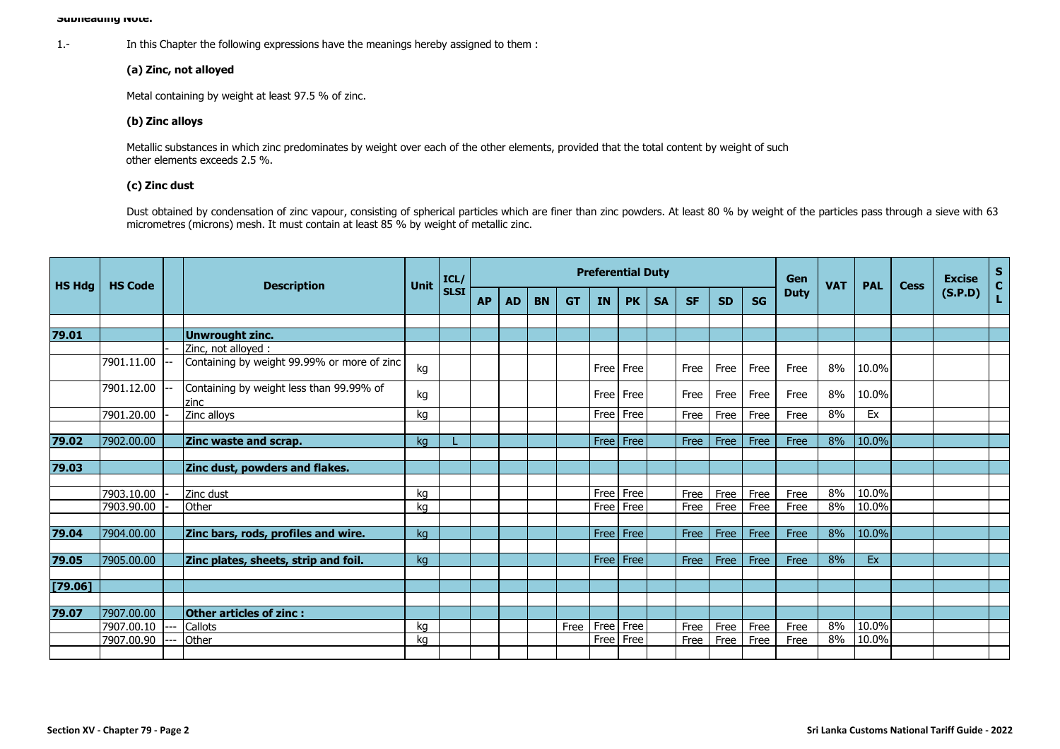**Subheading Note.**

1.- In this Chapter the following expressions have the meanings hereby assigned to them :

**(a) Zinc, not alloyed**

Metal containing by weight at least 97.5 % of zinc.

**(b) Zinc alloys**

Metallic substances in which zinc predominates by weight over each of the other elements, provided that the total content by weight of such other elements exceeds 2.5 %.

**(c) Zinc dust**

Dust obtained by condensation of zinc vapour, consisting of spherical particles which are finer than zinc powders. At least 80 % by weight of the particles pass through a sieve with 63 micrometres (microns) mesh. It must contain at least 85 % by weight of metallic zinc.

| HS Hdg | HS Code | | Description | Unit | ICL/ SLSI | Preferential Duty | | | | | | | | | | Gen Duty | VAT | PAL | Cess | Excise (S.P.D) | SCL |
|---|---|---|---|---|---|---|---|---|---|---|---|---|---|---|---|---|---|---|---|---|---|
| | | | | | | AP | AD | BN | GT | IN | PK | SA | SF | SD | SG | | | | | | |
| **79.01** | | | **Unwrought zinc.** | | | | | | | | | | | | | | | | | | |
| | | - | Zinc, not alloyed : | | | | | | | | | | | | | | | | | | |
| | 7901.11.00 | -- | Containing by weight 99.99% or more of zinc | kg | | | | | | Free | Free | | Free | Free | Free | Free | 8% | 10.0% | | | |
| | 7901.12.00 | -- | Containing by weight less than 99.99% of zinc | kg | | | | | | Free | Free | | Free | Free | Free | Free | 8% | 10.0% | | | |
| | 7901.20.00 | - | Zinc alloys | kg | | | | | | Free | Free | | Free | Free | Free | Free | 8% | Ex | | | |
| **79.02** | 7902.00.00 | | **Zinc waste and scrap.** | kg | L | | | | | Free | Free | | Free | Free | Free | Free | 8% | 10.0% | | | |
| **79.03** | | | **Zinc dust, powders and flakes.** | | | | | | | | | | | | | | | | | | |
| | 7903.10.00 | - | Zinc dust | kg | | | | | | Free | Free | | Free | Free | Free | Free | 8% | 10.0% | | | |
| | 7903.90.00 | - | Other | kg | | | | | | Free | Free | | Free | Free | Free | Free | 8% | 10.0% | | | |
| **79.04** | 7904.00.00 | | **Zinc bars, rods, profiles and wire.** | kg | | | | | | Free | Free | | Free | Free | Free | Free | 8% | 10.0% | | | |
| **79.05** | 7905.00.00 | | **Zinc plates, sheets, strip and foil.** | kg | | | | | | Free | Free | | Free | Free | Free | Free | 8% | Ex | | | |
| **[79.06]** | | | | | | | | | | | | | | | | | | | | | |
| **79.07** | 7907.00.00 | | **Other articles of zinc :** | | | | | | | | | | | | | | | | | | |
| | 7907.00.10 | --- | Callots | kg | | | | | Free | Free | Free | | Free | Free | Free | Free | 8% | 10.0% | | | |
| | 7907.00.90 | --- | Other | kg | | | | | | Free | Free | | Free | Free | Free | Free | 8% | 10.0% | | | |